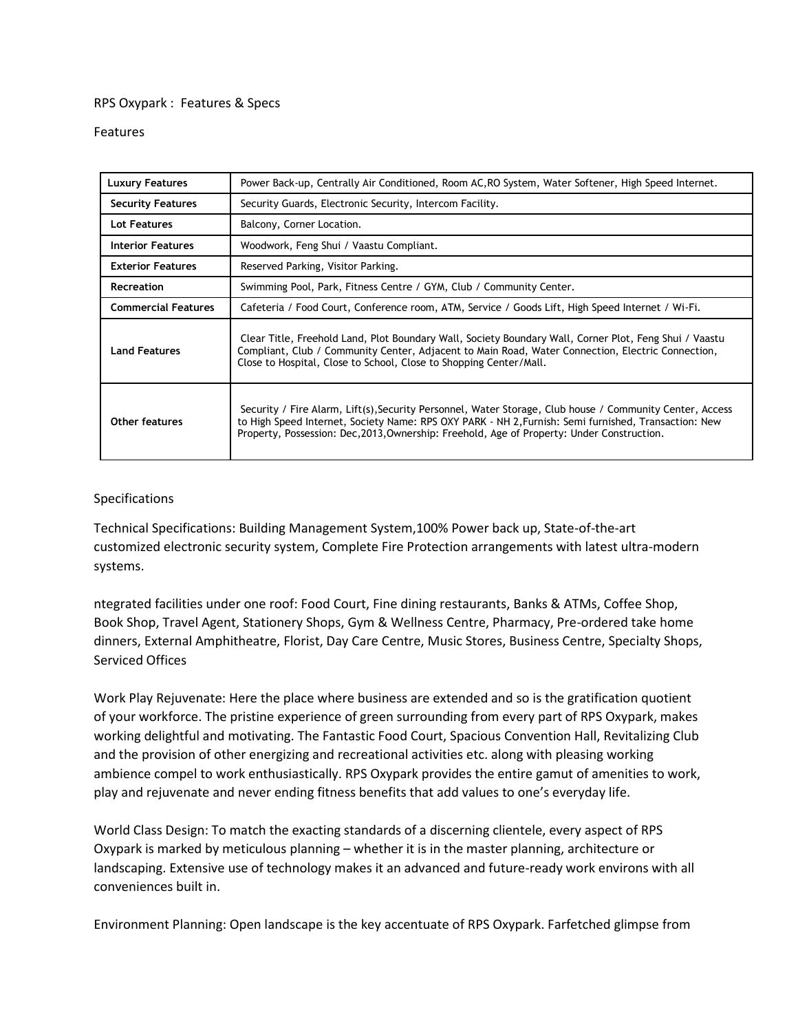RPS Oxypark : Features & Specs

Features

| Luxury Features | Power Back-up, Centrally Air Conditioned, Room AC,RO System, Water Softener, High Speed Internet. |
|---|---|
| Security Features | Security Guards, Electronic Security, Intercom Facility. |
| Lot Features | Balcony, Corner Location. |
| Interior Features | Woodwork, Feng Shui / Vaastu Compliant. |
| Exterior Features | Reserved Parking, Visitor Parking. |
| Recreation | Swimming Pool, Park, Fitness Centre / GYM, Club / Community Center. |
| Commercial Features | Cafeteria / Food Court, Conference room, ATM, Service / Goods Lift, High Speed Internet / Wi-Fi. |
| Land Features | Clear Title, Freehold Land, Plot Boundary Wall, Society Boundary Wall, Corner Plot, Feng Shui / Vaastu Compliant, Club / Community Center, Adjacent to Main Road, Water Connection, Electric Connection, Close to Hospital, Close to School, Close to Shopping Center/Mall. |
| Other features | Security / Fire Alarm, Lift(s),Security Personnel, Water Storage, Club house / Community Center, Access to High Speed Internet, Society Name: RPS OXY PARK - NH 2,Furnish: Semi furnished, Transaction: New Property, Possession: Dec,2013,Ownership: Freehold, Age of Property: Under Construction. |

Specifications

Technical Specifications: Building Management System,100% Power back up, State-of-the-art customized electronic security system, Complete Fire Protection arrangements with latest ultra-modern systems.

ntegrated facilities under one roof: Food Court, Fine dining restaurants, Banks & ATMs, Coffee Shop, Book Shop, Travel Agent, Stationery Shops, Gym & Wellness Centre, Pharmacy, Pre-ordered take home dinners, External Amphitheatre, Florist, Day Care Centre, Music Stores, Business Centre, Specialty Shops, Serviced Offices

Work Play Rejuvenate: Here the place where business are extended and so is the gratification quotient of your workforce. The pristine experience of green surrounding from every part of RPS Oxypark, makes working delightful and motivating. The Fantastic Food Court, Spacious Convention Hall, Revitalizing Club and the provision of other energizing and recreational activities etc. along with pleasing working ambience compel to work enthusiastically. RPS Oxypark provides the entire gamut of amenities to work, play and rejuvenate and never ending fitness benefits that add values to one's everyday life.

World Class Design: To match the exacting standards of a discerning clientele, every aspect of RPS Oxypark is marked by meticulous planning – whether it is in the master planning, architecture or landscaping. Extensive use of technology makes it an advanced and future-ready work environs with all conveniences built in.

Environment Planning: Open landscape is the key accentuate of RPS Oxypark. Farfetched glimpse from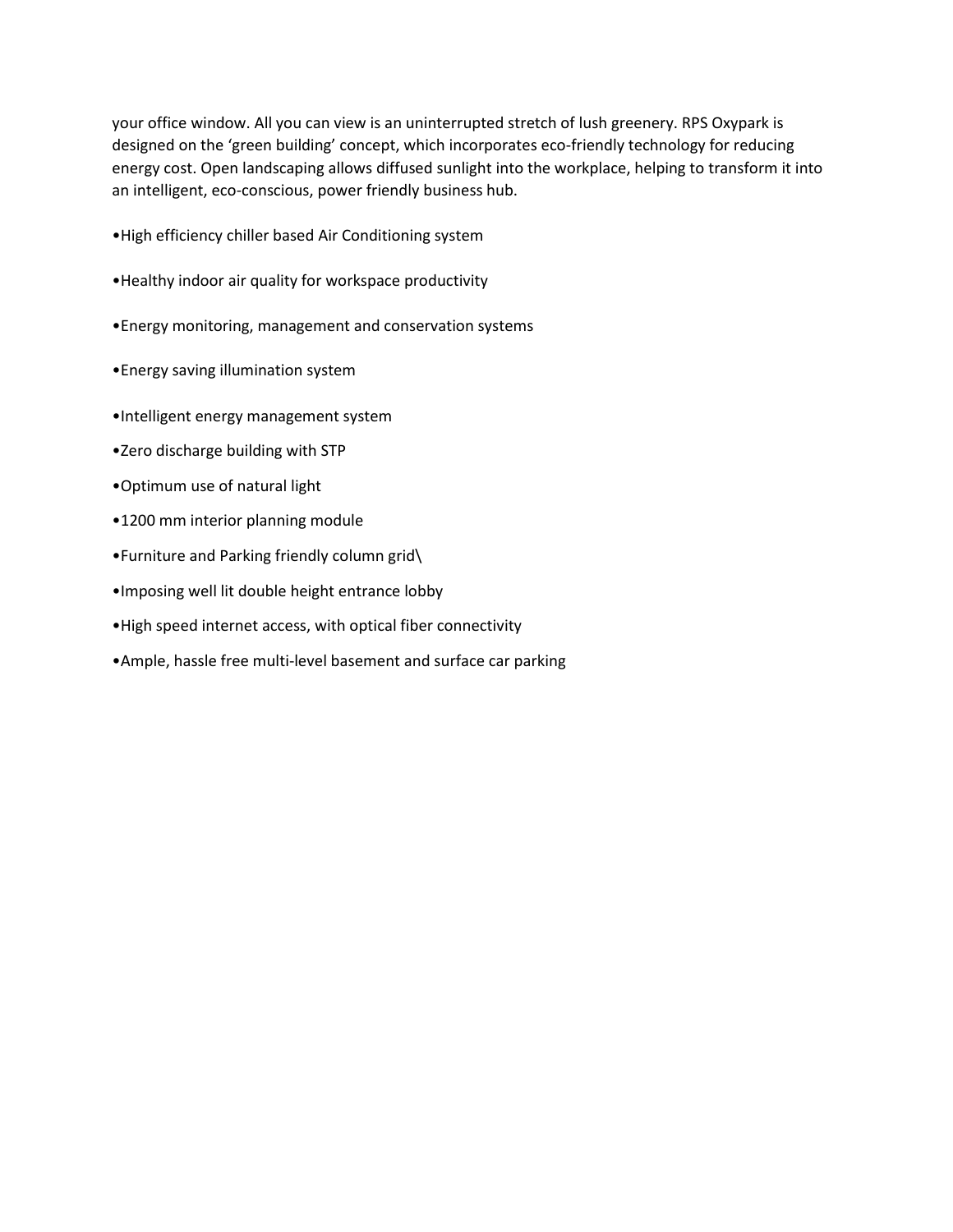your office window. All you can view is an uninterrupted stretch of lush greenery. RPS Oxypark is designed on the 'green building' concept, which incorporates eco-friendly technology for reducing energy cost. Open landscaping allows diffused sunlight into the workplace, helping to transform it into an intelligent, eco-conscious, power friendly business hub.

•High efficiency chiller based Air Conditioning system

•Healthy indoor air quality for workspace productivity

•Energy monitoring, management and conservation systems

•Energy saving illumination system

•Intelligent energy management system

•Zero discharge building with STP

•Optimum use of natural light

•1200 mm interior planning module

•Furniture and Parking friendly column grid\

•Imposing well lit double height entrance lobby

•High speed internet access, with optical fiber connectivity

•Ample, hassle free multi-level basement and surface car parking